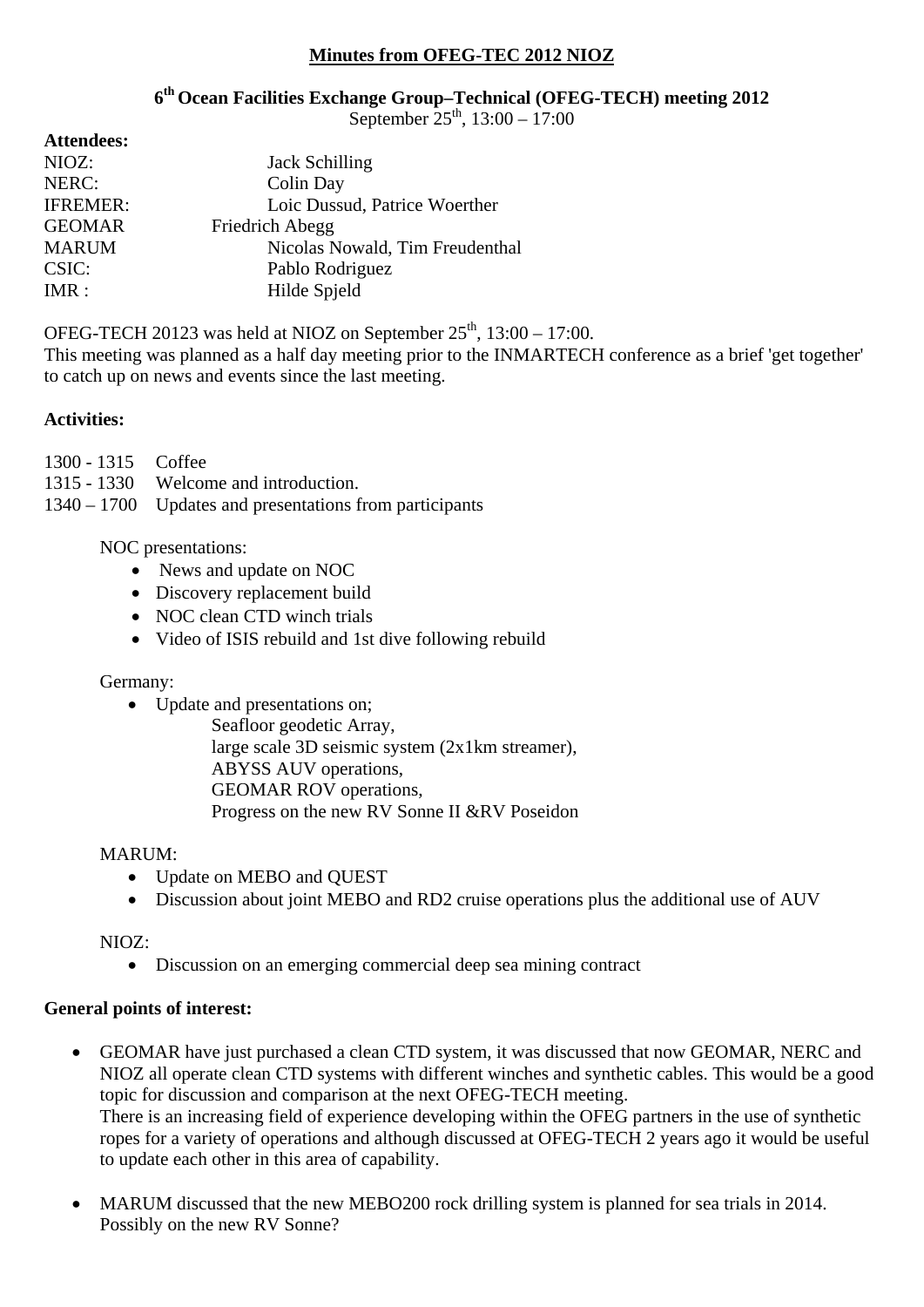# Minutes from OFEG-TEC 2012 NIOZ

## 6th Ocean Facilities Exchange Group–Technical (OFEG-TECH) meeting 2012

September 25th, 13:00 – 17:00

**Attendees:**

| | |
|---|---|
| NIOZ: | Jack Schilling |
| NERC: | Colin Day |
| IFREMER: | Loic Dussud, Patrice Woerther |
| GEOMAR | Friedrich Abegg |
| MARUM | Nicolas Nowald, Tim Freudenthal |
| CSIC: | Pablo Rodriguez |
| IMR : | Hilde Spjeld |

OFEG-TECH 20123 was held at NIOZ on September 25th, 13:00 – 17:00.
This meeting was planned as a half day meeting prior to the INMARTECH conference as a brief 'get together' to catch up on news and events since the last meeting.

**Activities:**

1300 - 1315 Coffee
1315 - 1330 Welcome and introduction.
1340 – 1700 Updates and presentations from participants

NOC presentations:

- News and update on NOC
- Discovery replacement build
- NOC clean CTD winch trials
- Video of ISIS rebuild and 1st dive following rebuild

Germany:

- Update and presentations on;
  - Seafloor geodetic Array,
  - large scale 3D seismic system (2x1km streamer),
  - ABYSS AUV operations,
  - GEOMAR ROV operations,
  - Progress on the new RV Sonne II &RV Poseidon

MARUM:

- Update on MEBO and QUEST
- Discussion about joint MEBO and RD2 cruise operations plus the additional use of AUV

NIOZ:

- Discussion on an emerging commercial deep sea mining contract

**General points of interest:**

- GEOMAR have just purchased a clean CTD system, it was discussed that now GEOMAR, NERC and NIOZ all operate clean CTD systems with different winches and synthetic cables. This would be a good topic for discussion and comparison at the next OFEG-TECH meeting.
  There is an increasing field of experience developing within the OFEG partners in the use of synthetic ropes for a variety of operations and although discussed at OFEG-TECH 2 years ago it would be useful to update each other in this area of capability.

- MARUM discussed that the new MEBO200 rock drilling system is planned for sea trials in 2014. Possibly on the new RV Sonne?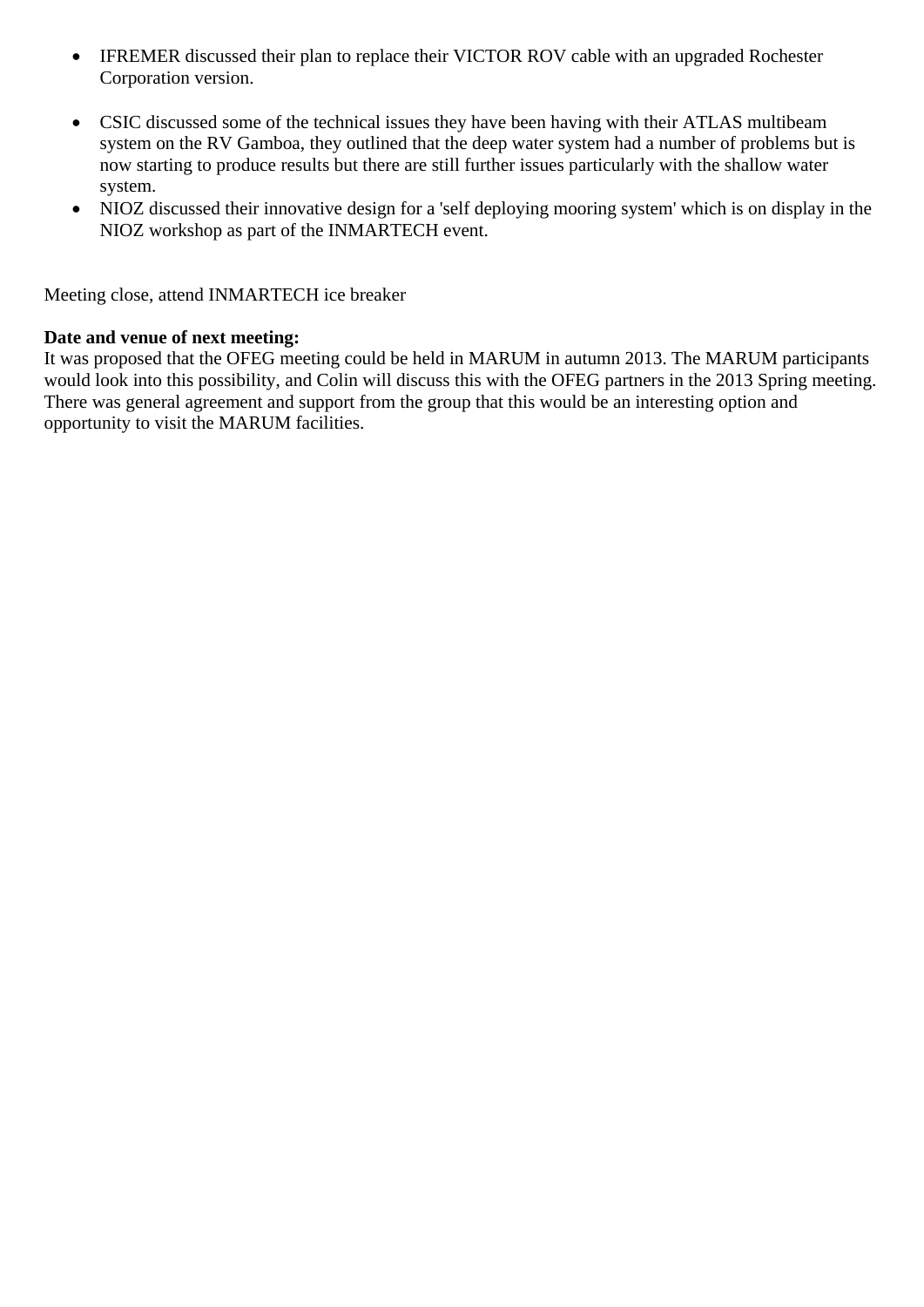- IFREMER discussed their plan to replace their VICTOR ROV cable with an upgraded Rochester Corporation version.

- CSIC discussed some of the technical issues they have been having with their ATLAS multibeam system on the RV Gamboa, they outlined that the deep water system had a number of problems but is now starting to produce results but there are still further issues particularly with the shallow water system.
- NIOZ discussed their innovative design for a 'self deploying mooring system' which is on display in the NIOZ workshop as part of the INMARTECH event.

Meeting close, attend INMARTECH ice breaker

**Date and venue of next meeting:**
It was proposed that the OFEG meeting could be held in MARUM in autumn 2013. The MARUM participants would look into this possibility, and Colin will discuss this with the OFEG partners in the 2013 Spring meeting. There was general agreement and support from the group that this would be an interesting option and opportunity to visit the MARUM facilities.